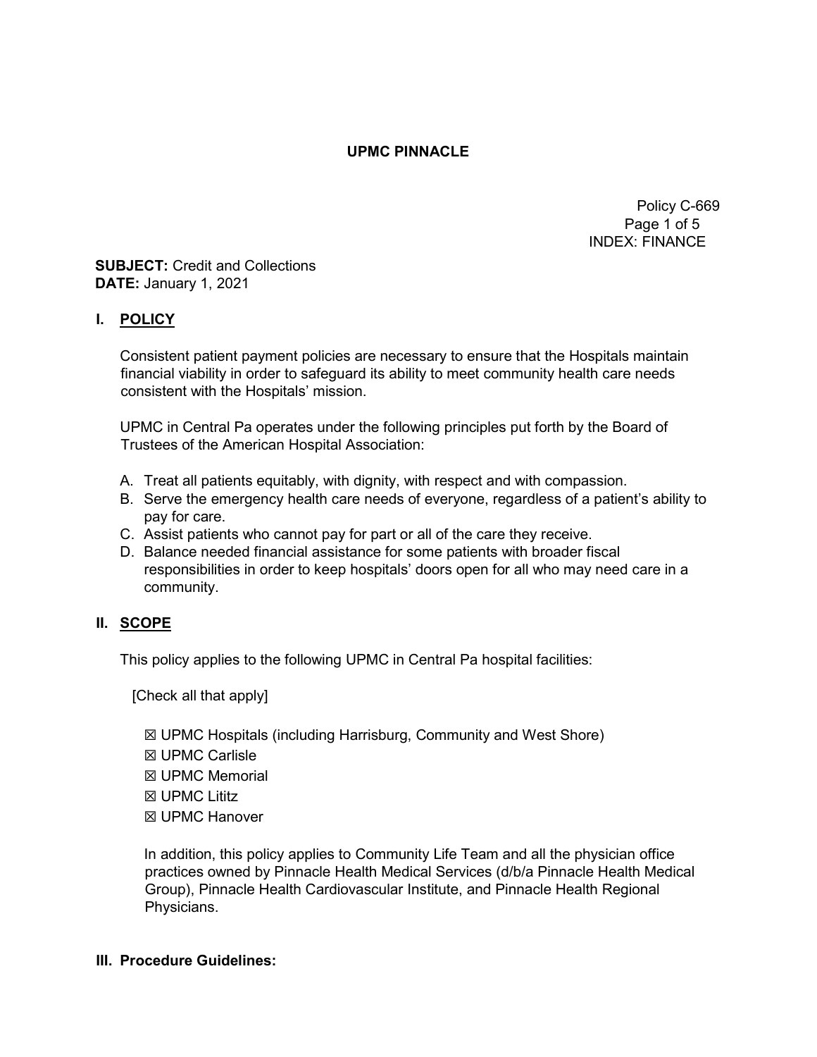# UPMC PINNACLE

Policy C-669
INDEX: FINANCE

**SUBJECT:** Credit and Collections
**DATE:** January 1, 2021

## I. POLICY

Consistent patient payment policies are necessary to ensure that the Hospitals maintain financial viability in order to safeguard its ability to meet community health care needs consistent with the Hospitals' mission.

UPMC in Central Pa operates under the following principles put forth by the Board of Trustees of the American Hospital Association:

A. Treat all patients equitably, with dignity, with respect and with compassion.
B. Serve the emergency health care needs of everyone, regardless of a patient's ability to pay for care.
C. Assist patients who cannot pay for part or all of the care they receive.
D. Balance needed financial assistance for some patients with broader fiscal responsibilities in order to keep hospitals' doors open for all who may need care in a community.

## II. SCOPE

This policy applies to the following UPMC in Central Pa hospital facilities:

[Check all that apply]

- ☒ UPMC Hospitals (including Harrisburg, Community and West Shore)
- ☒ UPMC Carlisle
- ☒ UPMC Memorial
- ☒ UPMC Lititz
- ☒ UPMC Hanover

In addition, this policy applies to Community Life Team and all the physician office practices owned by Pinnacle Health Medical Services (d/b/a Pinnacle Health Medical Group), Pinnacle Health Cardiovascular Institute, and Pinnacle Health Regional Physicians.

## III. Procedure Guidelines: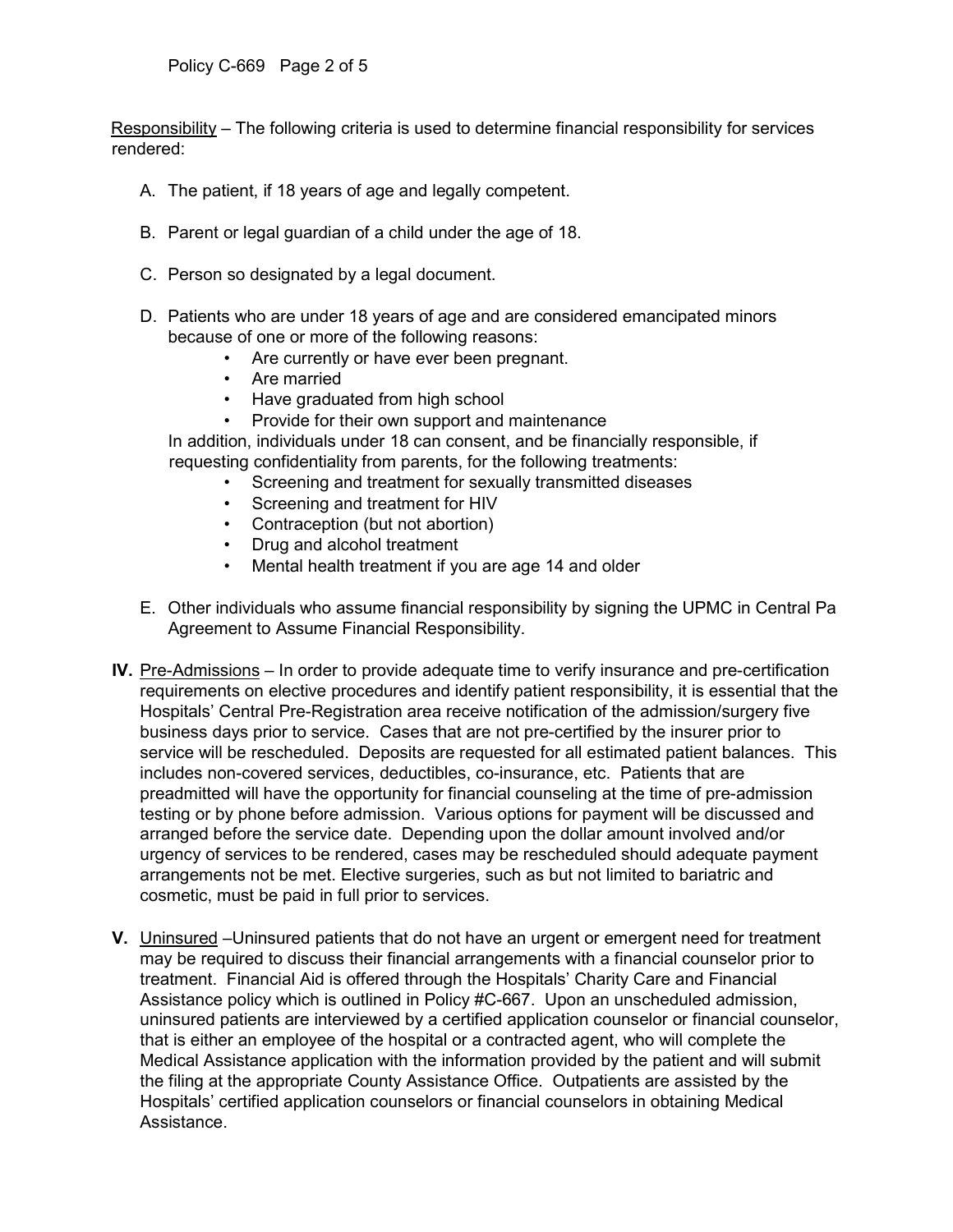Responsibility – The following criteria is used to determine financial responsibility for services rendered:

A. The patient, if 18 years of age and legally competent.

B. Parent or legal guardian of a child under the age of 18.

C. Person so designated by a legal document.

D. Patients who are under 18 years of age and are considered emancipated minors because of one or more of the following reasons:
   - Are currently or have ever been pregnant.
   - Are married
   - Have graduated from high school
   - Provide for their own support and maintenance

   In addition, individuals under 18 can consent, and be financially responsible, if requesting confidentiality from parents, for the following treatments:
   - Screening and treatment for sexually transmitted diseases
   - Screening and treatment for HIV
   - Contraception (but not abortion)
   - Drug and alcohol treatment
   - Mental health treatment if you are age 14 and older

E. Other individuals who assume financial responsibility by signing the UPMC in Central Pa Agreement to Assume Financial Responsibility.

**IV.** Pre-Admissions – In order to provide adequate time to verify insurance and pre-certification requirements on elective procedures and identify patient responsibility, it is essential that the Hospitals' Central Pre-Registration area receive notification of the admission/surgery five business days prior to service. Cases that are not pre-certified by the insurer prior to service will be rescheduled. Deposits are requested for all estimated patient balances. This includes non-covered services, deductibles, co-insurance, etc. Patients that are preadmitted will have the opportunity for financial counseling at the time of pre-admission testing or by phone before admission. Various options for payment will be discussed and arranged before the service date. Depending upon the dollar amount involved and/or urgency of services to be rendered, cases may be rescheduled should adequate payment arrangements not be met. Elective surgeries, such as but not limited to bariatric and cosmetic, must be paid in full prior to services.

**V.** Uninsured –Uninsured patients that do not have an urgent or emergent need for treatment may be required to discuss their financial arrangements with a financial counselor prior to treatment. Financial Aid is offered through the Hospitals' Charity Care and Financial Assistance policy which is outlined in Policy #C-667. Upon an unscheduled admission, uninsured patients are interviewed by a certified application counselor or financial counselor, that is either an employee of the hospital or a contracted agent, who will complete the Medical Assistance application with the information provided by the patient and will submit the filing at the appropriate County Assistance Office. Outpatients are assisted by the Hospitals' certified application counselors or financial counselors in obtaining Medical Assistance.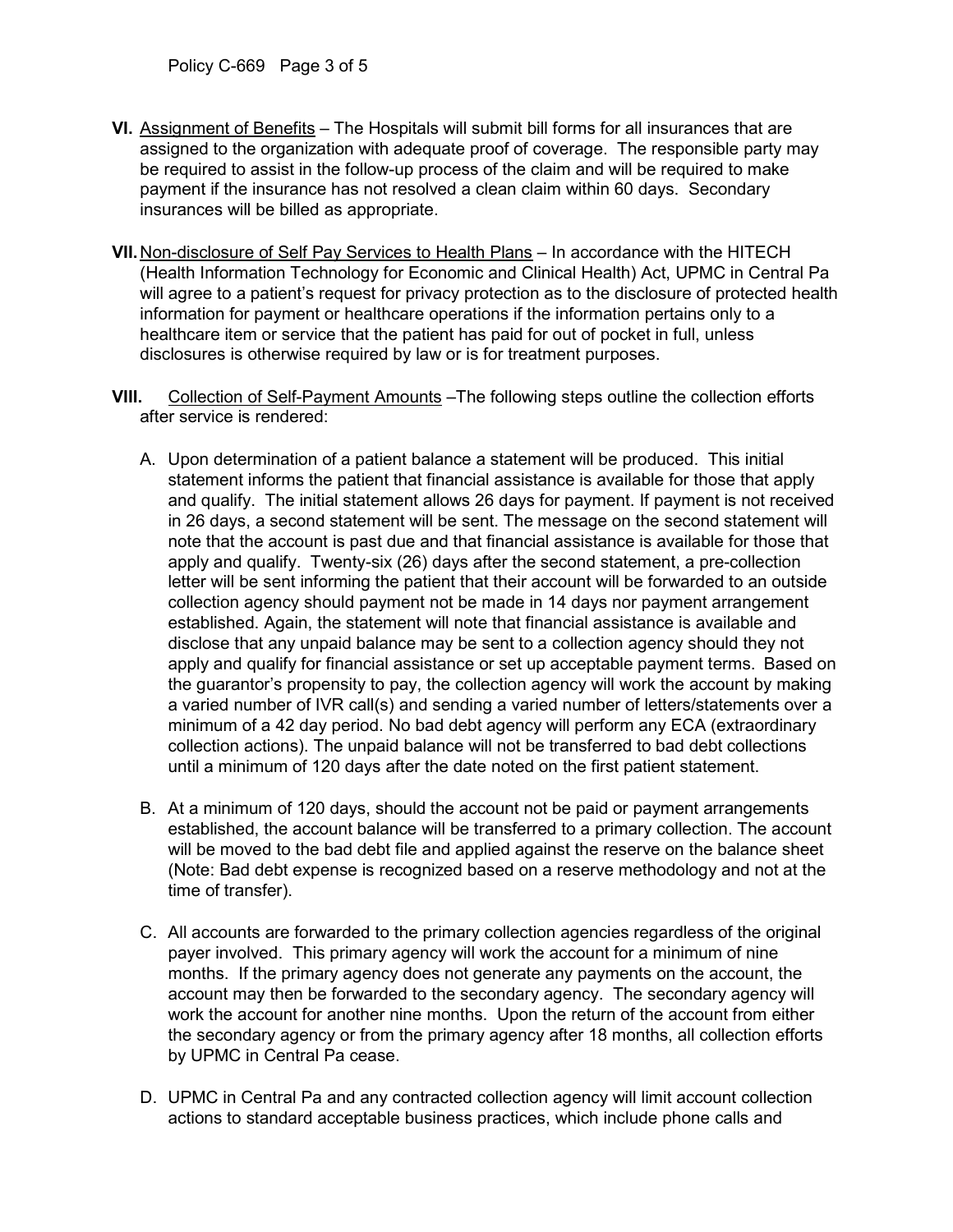**VI.** <u>Assignment of Benefits</u> – The Hospitals will submit bill forms for all insurances that are assigned to the organization with adequate proof of coverage. The responsible party may be required to assist in the follow-up process of the claim and will be required to make payment if the insurance has not resolved a clean claim within 60 days. Secondary insurances will be billed as appropriate.

**VII.** <u>Non-disclosure of Self Pay Services to Health Plans</u> – In accordance with the HITECH (Health Information Technology for Economic and Clinical Health) Act, UPMC in Central Pa will agree to a patient's request for privacy protection as to the disclosure of protected health information for payment or healthcare operations if the information pertains only to a healthcare item or service that the patient has paid for out of pocket in full, unless disclosures is otherwise required by law or is for treatment purposes.

**VIII.** <u>Collection of Self-Payment Amounts</u> –The following steps outline the collection efforts after service is rendered:

A. Upon determination of a patient balance a statement will be produced. This initial statement informs the patient that financial assistance is available for those that apply and qualify. The initial statement allows 26 days for payment. If payment is not received in 26 days, a second statement will be sent. The message on the second statement will note that the account is past due and that financial assistance is available for those that apply and qualify. Twenty-six (26) days after the second statement, a pre-collection letter will be sent informing the patient that their account will be forwarded to an outside collection agency should payment not be made in 14 days nor payment arrangement established. Again, the statement will note that financial assistance is available and disclose that any unpaid balance may be sent to a collection agency should they not apply and qualify for financial assistance or set up acceptable payment terms. Based on the guarantor's propensity to pay, the collection agency will work the account by making a varied number of IVR call(s) and sending a varied number of letters/statements over a minimum of a 42 day period. No bad debt agency will perform any ECA (extraordinary collection actions). The unpaid balance will not be transferred to bad debt collections until a minimum of 120 days after the date noted on the first patient statement.

B. At a minimum of 120 days, should the account not be paid or payment arrangements established, the account balance will be transferred to a primary collection. The account will be moved to the bad debt file and applied against the reserve on the balance sheet (Note: Bad debt expense is recognized based on a reserve methodology and not at the time of transfer).

C. All accounts are forwarded to the primary collection agencies regardless of the original payer involved. This primary agency will work the account for a minimum of nine months. If the primary agency does not generate any payments on the account, the account may then be forwarded to the secondary agency. The secondary agency will work the account for another nine months. Upon the return of the account from either the secondary agency or from the primary agency after 18 months, all collection efforts by UPMC in Central Pa cease.

D. UPMC in Central Pa and any contracted collection agency will limit account collection actions to standard acceptable business practices, which include phone calls and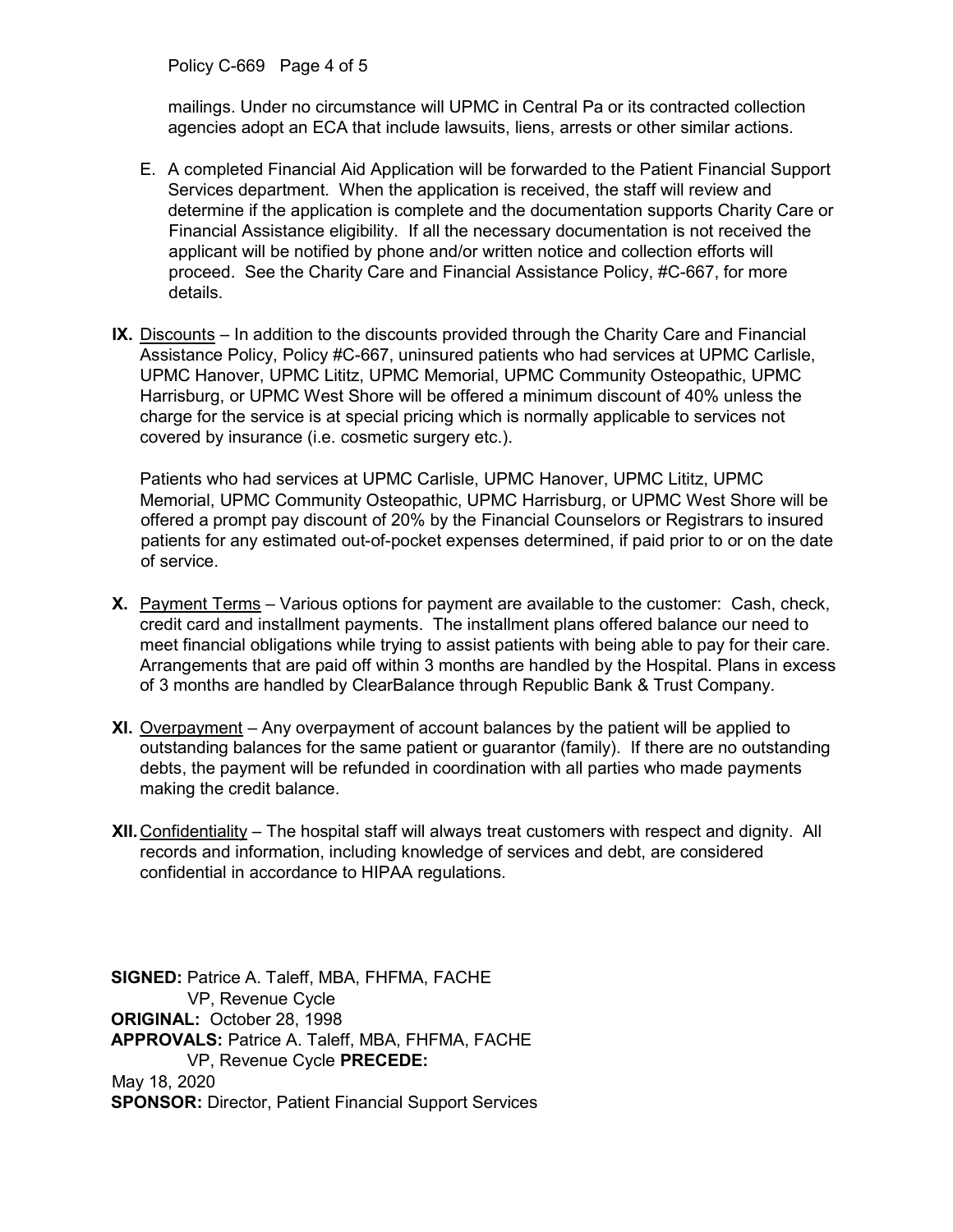mailings. Under no circumstance will UPMC in Central Pa or its contracted collection agencies adopt an ECA that include lawsuits, liens, arrests or other similar actions.

E. A completed Financial Aid Application will be forwarded to the Patient Financial Support Services department. When the application is received, the staff will review and determine if the application is complete and the documentation supports Charity Care or Financial Assistance eligibility. If all the necessary documentation is not received the applicant will be notified by phone and/or written notice and collection efforts will proceed. See the Charity Care and Financial Assistance Policy, #C-667, for more details.

**IX.** Discounts – In addition to the discounts provided through the Charity Care and Financial Assistance Policy, Policy #C-667, uninsured patients who had services at UPMC Carlisle, UPMC Hanover, UPMC Lititz, UPMC Memorial, UPMC Community Osteopathic, UPMC Harrisburg, or UPMC West Shore will be offered a minimum discount of 40% unless the charge for the service is at special pricing which is normally applicable to services not covered by insurance (i.e. cosmetic surgery etc.).

Patients who had services at UPMC Carlisle, UPMC Hanover, UPMC Lititz, UPMC Memorial, UPMC Community Osteopathic, UPMC Harrisburg, or UPMC West Shore will be offered a prompt pay discount of 20% by the Financial Counselors or Registrars to insured patients for any estimated out-of-pocket expenses determined, if paid prior to or on the date of service.

**X.** Payment Terms – Various options for payment are available to the customer: Cash, check, credit card and installment payments. The installment plans offered balance our need to meet financial obligations while trying to assist patients with being able to pay for their care. Arrangements that are paid off within 3 months are handled by the Hospital. Plans in excess of 3 months are handled by ClearBalance through Republic Bank & Trust Company.

**XI.** Overpayment – Any overpayment of account balances by the patient will be applied to outstanding balances for the same patient or guarantor (family). If there are no outstanding debts, the payment will be refunded in coordination with all parties who made payments making the credit balance.

**XII.** Confidentiality – The hospital staff will always treat customers with respect and dignity. All records and information, including knowledge of services and debt, are considered confidential in accordance to HIPAA regulations.

**SIGNED:** Patrice A. Taleff, MBA, FHFMA, FACHE
VP, Revenue Cycle
**ORIGINAL:** October 28, 1998
**APPROVALS:** Patrice A. Taleff, MBA, FHFMA, FACHE
VP, Revenue Cycle **PRECEDE:**
May 18, 2020
**SPONSOR:** Director, Patient Financial Support Services